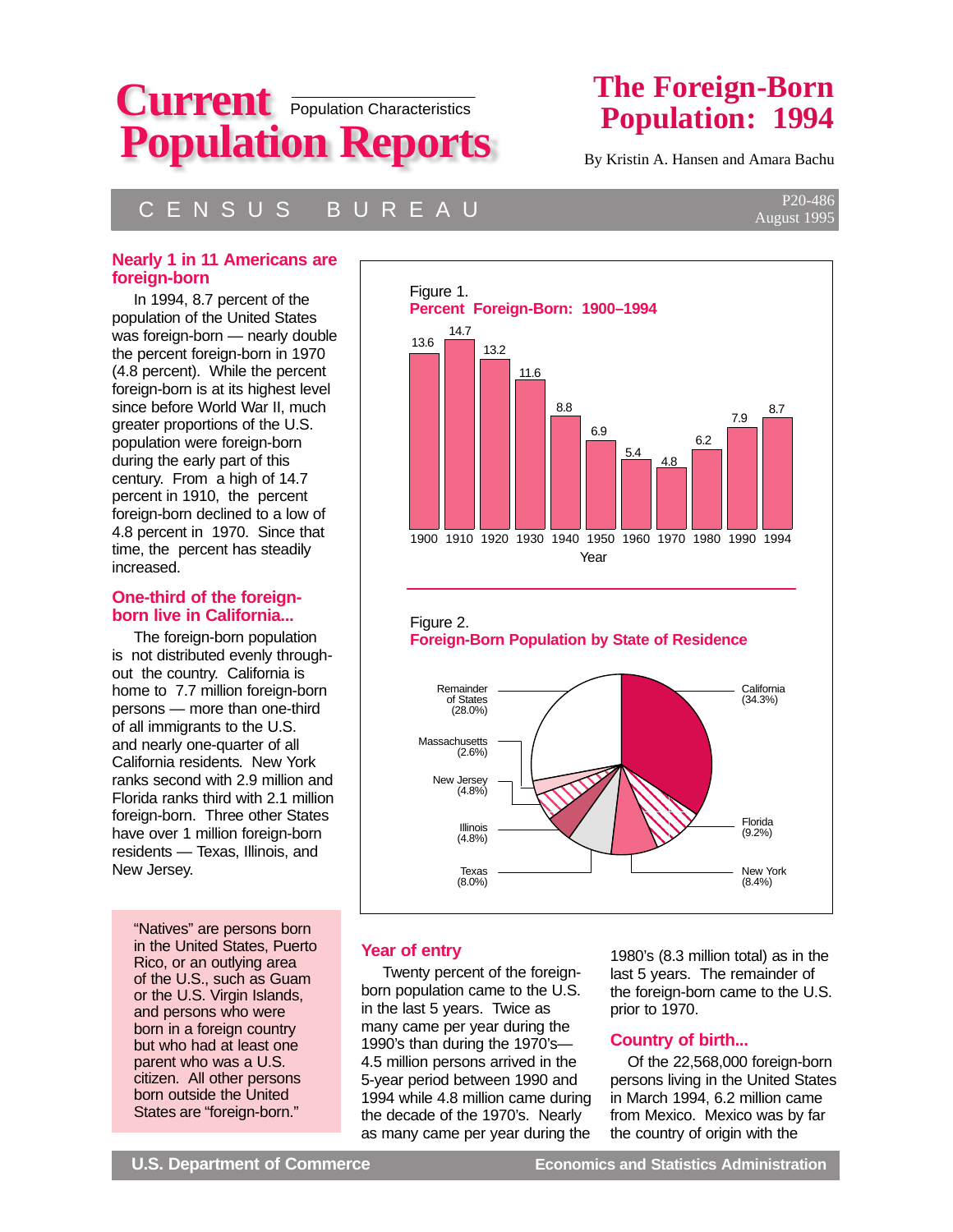# Current Population Reports

Population Characteristics

# The Foreign-Born Population: 1994

By Kristin A. Hansen and Amara Bachu

CENSUS BUREAU

P20-486
August 1995

## Nearly 1 in 11 Americans are foreign-born

In 1994, 8.7 percent of the population of the United States was foreign-born — nearly double the percent foreign-born in 1970 (4.8 percent). While the percent foreign-born is at its highest level since before World War II, much greater proportions of the U.S. population were foreign-born during the early part of this century. From a high of 14.7 percent in 1910, the percent foreign-born declined to a low of 4.8 percent in 1970. Since that time, the percent has steadily increased.

## One-third of the foreign-born live in California...

The foreign-born population is not distributed evenly throughout the country. California is home to 7.7 million foreign-born persons — more than one-third of all immigrants to the U.S. and nearly one-quarter of all California residents. New York ranks second with 2.9 million and Florida ranks third with 2.1 million foreign-born. Three other States have over 1 million foreign-born residents — Texas, Illinois, and New Jersey.

"Natives" are persons born in the United States, Puerto Rico, or an outlying area of the U.S., such as Guam or the U.S. Virgin Islands, and persons who were born in a foreign country but who had at least one parent who was a U.S. citizen. All other persons born outside the United States are "foreign-born."

Figure 1.
**Percent Foreign-Born: 1900–1994**

| Year | 1900 | 1910 | 1920 | 1930 | 1940 | 1950 | 1960 | 1970 | 1980 | 1990 | 1994 |
|---|---|---|---|---|---|---|---|---|---|---|---|
| Percent | 13.6 | 14.7 | 13.2 | 11.6 | 8.8 | 6.9 | 5.4 | 4.8 | 6.2 | 7.9 | 8.7 |

Figure 2.
**Foreign-Born Population by State of Residence**

| State | Percent |
|---|---|
| California | 34.3% |
| Florida | 9.2% |
| New York | 8.4% |
| Texas | 8.0% |
| Illinois | 4.8% |
| New Jersey | 4.8% |
| Massachusetts | 2.6% |
| Remainder of States | 28.0% |

## Year of entry

Twenty percent of the foreign-born population came to the U.S. in the last 5 years. Twice as many came per year during the 1990's than during the 1970's—4.5 million persons arrived in the 5-year period between 1990 and 1994 while 4.8 million came during the decade of the 1970's. Nearly as many came per year during the 1980's (8.3 million total) as in the last 5 years. The remainder of the foreign-born came to the U.S. prior to 1970.

## Country of birth...

Of the 22,568,000 foreign-born persons living in the United States in March 1994, 6.2 million came from Mexico. Mexico was by far the country of origin with the

U.S. Department of Commerce — Economics and Statistics Administration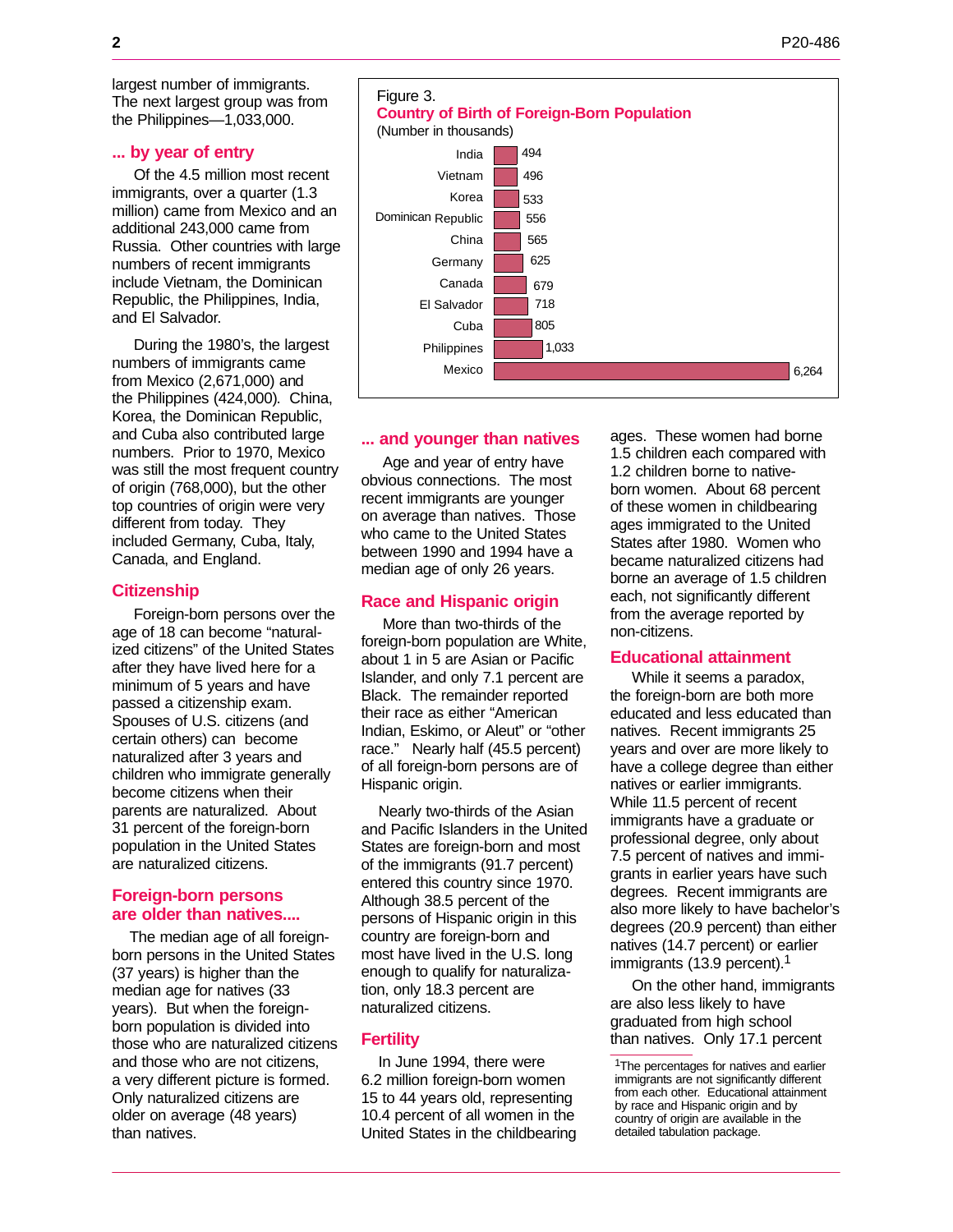largest number of immigrants. The next largest group was from the Philippines—1,033,000.

### ... by year of entry

Of the 4.5 million most recent immigrants, over a quarter (1.3 million) came from Mexico and an additional 243,000 came from Russia. Other countries with large numbers of recent immigrants include Vietnam, the Dominican Republic, the Philippines, India, and El Salvador.

During the 1980's, the largest numbers of immigrants came from Mexico (2,671,000) and the Philippines (424,000). China, Korea, the Dominican Republic, and Cuba also contributed large numbers. Prior to 1970, Mexico was still the most frequent country of origin (768,000), but the other top countries of origin were very different from today. They included Germany, Cuba, Italy, Canada, and England.

Figure 3.
**Country of Birth of Foreign-Born Population**
(Number in thousands)

| Country | Number |
|---|---|
| India | 494 |
| Vietnam | 496 |
| Korea | 533 |
| Dominican Republic | 556 |
| China | 565 |
| Germany | 625 |
| Canada | 679 |
| El Salvador | 718 |
| Cuba | 805 |
| Philippines | 1,033 |
| Mexico | 6,264 |

### Citizenship

Foreign-born persons over the age of 18 can become "naturalized citizens" of the United States after they have lived here for a minimum of 5 years and have passed a citizenship exam. Spouses of U.S. citizens (and certain others) can become naturalized after 3 years and children who immigrate generally become citizens when their parents are naturalized. About 31 percent of the foreign-born population in the United States are naturalized citizens.

### Foreign-born persons are older than natives....

The median age of all foreign-born persons in the United States (37 years) is higher than the median age for natives (33 years). But when the foreign-born population is divided into those who are naturalized citizens and those who are not citizens, a very different picture is formed. Only naturalized citizens are older on average (48 years) than natives.

### ... and younger than natives

Age and year of entry have obvious connections. The most recent immigrants are younger on average than natives. Those who came to the United States between 1990 and 1994 have a median age of only 26 years.

### Race and Hispanic origin

More than two-thirds of the foreign-born population are White, about 1 in 5 are Asian or Pacific Islander, and only 7.1 percent are Black. The remainder reported their race as either "American Indian, Eskimo, or Aleut" or "other race." Nearly half (45.5 percent) of all foreign-born persons are of Hispanic origin.

Nearly two-thirds of the Asian and Pacific Islanders in the United States are foreign-born and most of the immigrants (91.7 percent) entered this country since 1970. Although 38.5 percent of the persons of Hispanic origin in this country are foreign-born and most have lived in the U.S. long enough to qualify for naturalization, only 18.3 percent are naturalized citizens.

### Fertility

In June 1994, there were 6.2 million foreign-born women 15 to 44 years old, representing 10.4 percent of all women in the United States in the childbearing ages. These women had borne 1.5 children each compared with 1.2 children borne to native-born women. About 68 percent of these women in childbearing ages immigrated to the United States after 1980. Women who became naturalized citizens had borne an average of 1.5 children each, not significantly different from the average reported by non-citizens.

### Educational attainment

While it seems a paradox, the foreign-born are both more educated and less educated than natives. Recent immigrants 25 years and over are more likely to have a college degree than either natives or earlier immigrants. While 11.5 percent of recent immigrants have a graduate or professional degree, only about 7.5 percent of natives and immigrants in earlier years have such degrees. Recent immigrants are also more likely to have bachelor's degrees (20.9 percent) than either natives (14.7 percent) or earlier immigrants (13.9 percent).[1]

On the other hand, immigrants are also less likely to have graduated from high school than natives. Only 17.1 percent

[1]The percentages for natives and earlier immigrants are not significantly different from each other. Educational attainment by race and Hispanic origin and by country of origin are available in the detailed tabulation package.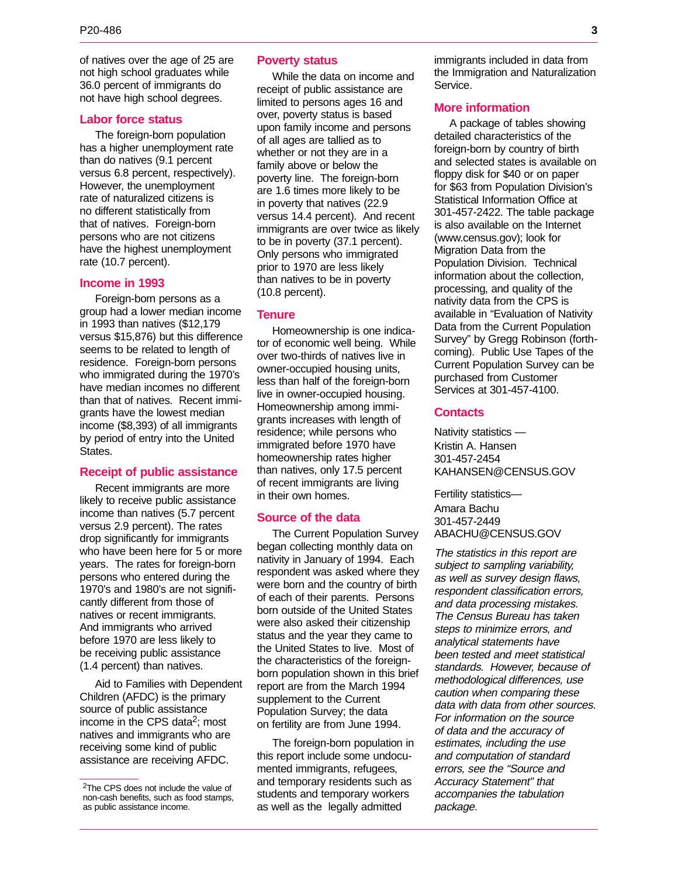of natives over the age of 25 are not high school graduates while 36.0 percent of immigrants do not have high school degrees.

## Labor force status

The foreign-born population has a higher unemployment rate than do natives (9.1 percent versus 6.8 percent, respectively). However, the unemployment rate of naturalized citizens is no different statistically from that of natives. Foreign-born persons who are not citizens have the highest unemployment rate (10.7 percent).

## Income in 1993

Foreign-born persons as a group had a lower median income in 1993 than natives ($12,179 versus $15,876) but this difference seems to be related to length of residence. Foreign-born persons who immigrated during the 1970's have median incomes no different than that of natives. Recent immigrants have the lowest median income ($8,393) of all immigrants by period of entry into the United States.

## Receipt of public assistance

Recent immigrants are more likely to receive public assistance income than natives (5.7 percent versus 2.9 percent). The rates drop significantly for immigrants who have been here for 5 or more years. The rates for foreign-born persons who entered during the 1970's and 1980's are not significantly different from those of natives or recent immigrants. And immigrants who arrived before 1970 are less likely to be receiving public assistance (1.4 percent) than natives.

Aid to Families with Dependent Children (AFDC) is the primary source of public assistance income in the CPS data[2]; most natives and immigrants who are receiving some kind of public assistance are receiving AFDC.

[2]The CPS does not include the value of non-cash benefits, such as food stamps, as public assistance income.

## Poverty status

While the data on income and receipt of public assistance are limited to persons ages 16 and over, poverty status is based upon family income and persons of all ages are tallied as to whether or not they are in a family above or below the poverty line. The foreign-born are 1.6 times more likely to be in poverty that natives (22.9 versus 14.4 percent). And recent immigrants are over twice as likely to be in poverty (37.1 percent). Only persons who immigrated prior to 1970 are less likely than natives to be in poverty (10.8 percent).

## Tenure

Homeownership is one indicator of economic well being. While over two-thirds of natives live in owner-occupied housing units, less than half of the foreign-born live in owner-occupied housing. Homeownership among immigrants increases with length of residence; while persons who immigrated before 1970 have homeownership rates higher than natives, only 17.5 percent of recent immigrants are living in their own homes.

## Source of the data

The Current Population Survey began collecting monthly data on nativity in January of 1994. Each respondent was asked where they were born and the country of birth of each of their parents. Persons born outside of the United States were also asked their citizenship status and the year they came to the United States to live. Most of the characteristics of the foreign-born population shown in this brief report are from the March 1994 supplement to the Current Population Survey; the data on fertility are from June 1994.

The foreign-born population in this report include some undocumented immigrants, refugees, and temporary residents such as students and temporary workers as well as the legally admitted immigrants included in data from the Immigration and Naturalization Service.

## More information

A package of tables showing detailed characteristics of the foreign-born by country of birth and selected states is available on floppy disk for $40 or on paper for $63 from Population Division's Statistical Information Office at 301-457-2422. The table package is also available on the Internet (www.census.gov); look for Migration Data from the Population Division. Technical information about the collection, processing, and quality of the nativity data from the CPS is available in "Evaluation of Nativity Data from the Current Population Survey" by Gregg Robinson (forthcoming). Public Use Tapes of the Current Population Survey can be purchased from Customer Services at 301-457-4100.

## Contacts

Nativity statistics —
Kristin A. Hansen
301-457-2454
KAHANSEN@CENSUS.GOV

Fertility statistics—
Amara Bachu
301-457-2449
ABACHU@CENSUS.GOV

*The statistics in this report are subject to sampling variability, as well as survey design flaws, respondent classification errors, and data processing mistakes. The Census Bureau has taken steps to minimize errors, and analytical statements have been tested and meet statistical standards. However, because of methodological differences, use caution when comparing these data with data from other sources. For information on the source of data and the accuracy of estimates, including the use and computation of standard errors, see the "Source and Accuracy Statement" that accompanies the tabulation package.*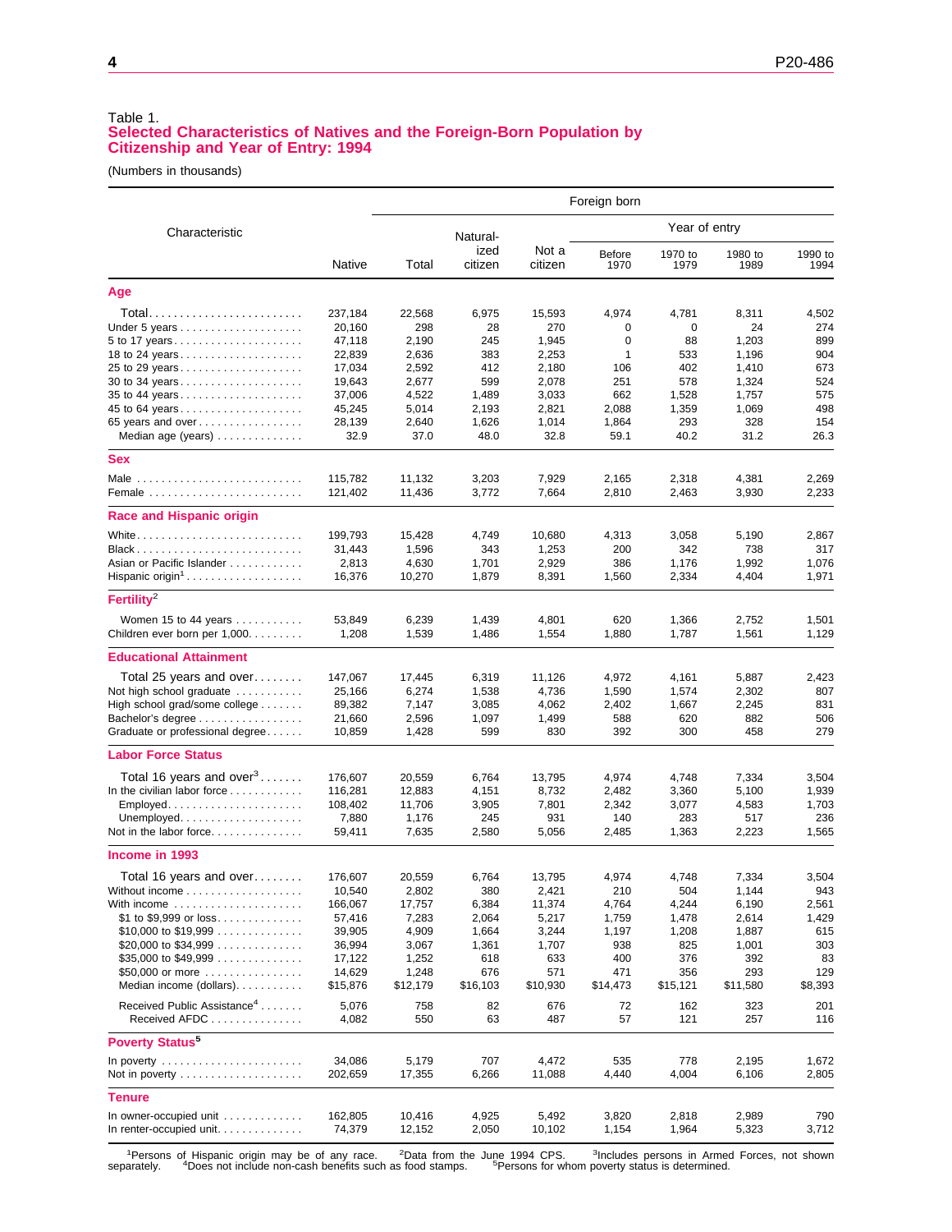Table 1.
## Selected Characteristics of Natives and the Foreign-Born Population by Citizenship and Year of Entry: 1994

(Numbers in thousands)

| Characteristic | Native | Foreign born | | | | | | |
|---|---|---|---|---|---|---|---|---|
| | | Total | Naturalized citizen | Not a citizen | Year of entry | | | |
| | | | | | Before 1970 | 1970 to 1979 | 1980 to 1989 | 1990 to 1994 |
| **Age** | | | | | | | | |
| Total | 237,184 | 22,568 | 6,975 | 15,593 | 4,974 | 4,781 | 8,311 | 4,502 |
| Under 5 years | 20,160 | 298 | 28 | 270 | 0 | 0 | 24 | 274 |
| 5 to 17 years | 47,118 | 2,190 | 245 | 1,945 | 0 | 88 | 1,203 | 899 |
| 18 to 24 years | 22,839 | 2,636 | 383 | 2,253 | 1 | 533 | 1,196 | 904 |
| 25 to 29 years | 17,034 | 2,592 | 412 | 2,180 | 106 | 402 | 1,410 | 673 |
| 30 to 34 years | 19,643 | 2,677 | 599 | 2,078 | 251 | 578 | 1,324 | 524 |
| 35 to 44 years | 37,006 | 4,522 | 1,489 | 3,033 | 662 | 1,528 | 1,757 | 575 |
| 45 to 64 years | 45,245 | 5,014 | 2,193 | 2,821 | 2,088 | 1,359 | 1,069 | 498 |
| 65 years and over | 28,139 | 2,640 | 1,626 | 1,014 | 1,864 | 293 | 328 | 154 |
| Median age (years) | 32.9 | 37.0 | 48.0 | 32.8 | 59.1 | 40.2 | 31.2 | 26.3 |
| **Sex** | | | | | | | | |
| Male | 115,782 | 11,132 | 3,203 | 7,929 | 2,165 | 2,318 | 4,381 | 2,269 |
| Female | 121,402 | 11,436 | 3,772 | 7,664 | 2,810 | 2,463 | 3,930 | 2,233 |
| **Race and Hispanic origin** | | | | | | | | |
| White | 199,793 | 15,428 | 4,749 | 10,680 | 4,313 | 3,058 | 5,190 | 2,867 |
| Black | 31,443 | 1,596 | 343 | 1,253 | 200 | 342 | 738 | 317 |
| Asian or Pacific Islander | 2,813 | 4,630 | 1,701 | 2,929 | 386 | 1,176 | 1,992 | 1,076 |
| Hispanic origin[1] | 16,376 | 10,270 | 1,879 | 8,391 | 1,560 | 2,334 | 4,404 | 1,971 |
| **Fertility[2]** | | | | | | | | |
| Women 15 to 44 years | 53,849 | 6,239 | 1,439 | 4,801 | 620 | 1,366 | 2,752 | 1,501 |
| Children ever born per 1,000 | 1,208 | 1,539 | 1,486 | 1,554 | 1,880 | 1,787 | 1,561 | 1,129 |
| **Educational Attainment** | | | | | | | | |
| Total 25 years and over | 147,067 | 17,445 | 6,319 | 11,126 | 4,972 | 4,161 | 5,887 | 2,423 |
| Not high school graduate | 25,166 | 6,274 | 1,538 | 4,736 | 1,590 | 1,574 | 2,302 | 807 |
| High school grad/some college | 89,382 | 7,147 | 3,085 | 4,062 | 2,402 | 1,667 | 2,245 | 831 |
| Bachelor's degree | 21,660 | 2,596 | 1,097 | 1,499 | 588 | 620 | 882 | 506 |
| Graduate or professional degree | 10,859 | 1,428 | 599 | 830 | 392 | 300 | 458 | 279 |
| **Labor Force Status** | | | | | | | | |
| Total 16 years and over[3] | 176,607 | 20,559 | 6,764 | 13,795 | 4,974 | 4,748 | 7,334 | 3,504 |
| In the civilian labor force | 116,281 | 12,883 | 4,151 | 8,732 | 2,482 | 3,360 | 5,100 | 1,939 |
| Employed | 108,402 | 11,706 | 3,905 | 7,801 | 2,342 | 3,077 | 4,583 | 1,703 |
| Unemployed | 7,880 | 1,176 | 245 | 931 | 140 | 283 | 517 | 236 |
| Not in the labor force | 59,411 | 7,635 | 2,580 | 5,056 | 2,485 | 1,363 | 2,223 | 1,565 |
| **Income in 1993** | | | | | | | | |
| Total 16 years and over | 176,607 | 20,559 | 6,764 | 13,795 | 4,974 | 4,748 | 7,334 | 3,504 |
| Without income | 10,540 | 2,802 | 380 | 2,421 | 210 | 504 | 1,144 | 943 |
| With income | 166,067 | 17,757 | 6,384 | 11,374 | 4,764 | 4,244 | 6,190 | 2,561 |
| $1 to $9,999 or loss | 57,416 | 7,283 | 2,064 | 5,217 | 1,759 | 1,478 | 2,614 | 1,429 |
| $10,000 to $19,999 | 39,905 | 4,909 | 1,664 | 3,244 | 1,197 | 1,208 | 1,887 | 615 |
| $20,000 to $34,999 | 36,994 | 3,067 | 1,361 | 1,707 | 938 | 825 | 1,001 | 303 |
| $35,000 to $49,999 | 17,122 | 1,252 | 618 | 633 | 400 | 376 | 392 | 83 |
| $50,000 or more | 14,629 | 1,248 | 676 | 571 | 471 | 356 | 293 | 129 |
| Median income (dollars) | $15,876 | $12,179 | $16,103 | $10,930 | $14,473 | $15,121 | $11,580 | $8,393 |
| Received Public Assistance[4] | 5,076 | 758 | 82 | 676 | 72 | 162 | 323 | 201 |
| Received AFDC | 4,082 | 550 | 63 | 487 | 57 | 121 | 257 | 116 |
| **Poverty Status[5]** | | | | | | | | |
| In poverty | 34,086 | 5,179 | 707 | 4,472 | 535 | 778 | 2,195 | 1,672 |
| Not in poverty | 202,659 | 17,355 | 6,266 | 11,088 | 4,440 | 4,004 | 6,106 | 2,805 |
| **Tenure** | | | | | | | | |
| In owner-occupied unit | 162,805 | 10,416 | 4,925 | 5,492 | 3,820 | 2,818 | 2,989 | 790 |
| In renter-occupied unit | 74,379 | 12,152 | 2,050 | 10,102 | 1,154 | 1,964 | 5,323 | 3,712 |

[1]Persons of Hispanic origin may be of any race. [2]Data from the June 1994 CPS. [3]Includes persons in Armed Forces, not shown separately. [4]Does not include non-cash benefits such as food stamps. [5]Persons for whom poverty status is determined.